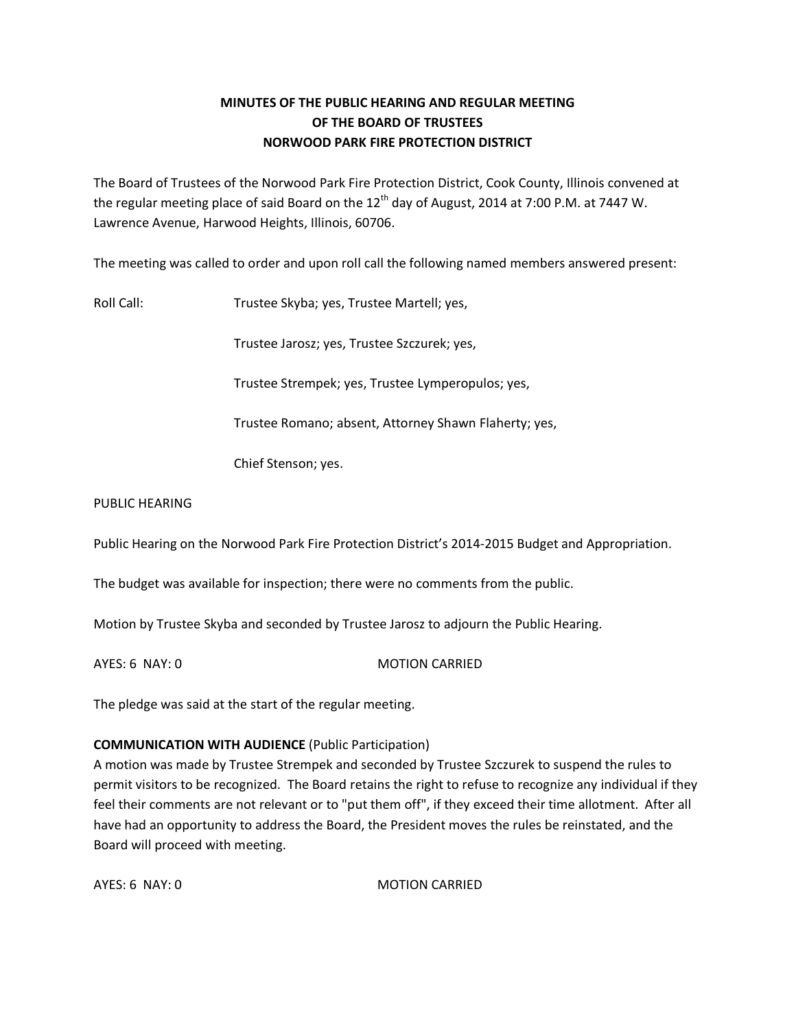# MINUTES OF THE PUBLIC HEARING AND REGULAR MEETING OF THE BOARD OF TRUSTEES NORWOOD PARK FIRE PROTECTION DISTRICT

The Board of Trustees of the Norwood Park Fire Protection District, Cook County, Illinois convened at the regular meeting place of said Board on the 12th day of August, 2014 at 7:00 P.M. at 7447 W. Lawrence Avenue, Harwood Heights, Illinois, 60706.

The meeting was called to order and upon roll call the following named members answered present:

Roll Call: Trustee Skyba; yes, Trustee Martell; yes,

Trustee Jarosz; yes, Trustee Szczurek; yes,

Trustee Strempek; yes, Trustee Lymperopulos; yes,

Trustee Romano; absent, Attorney Shawn Flaherty; yes,

Chief Stenson; yes.

PUBLIC HEARING

Public Hearing on the Norwood Park Fire Protection District's 2014-2015 Budget and Appropriation.

The budget was available for inspection; there were no comments from the public.

Motion by Trustee Skyba and seconded by Trustee Jarosz to adjourn the Public Hearing.

AYES: 6 NAY: 0 MOTION CARRIED

The pledge was said at the start of the regular meeting.

**COMMUNICATION WITH AUDIENCE** (Public Participation)

A motion was made by Trustee Strempek and seconded by Trustee Szczurek to suspend the rules to permit visitors to be recognized. The Board retains the right to refuse to recognize any individual if they feel their comments are not relevant or to "put them off", if they exceed their time allotment. After all have had an opportunity to address the Board, the President moves the rules be reinstated, and the Board will proceed with meeting.

AYES: 6 NAY: 0 MOTION CARRIED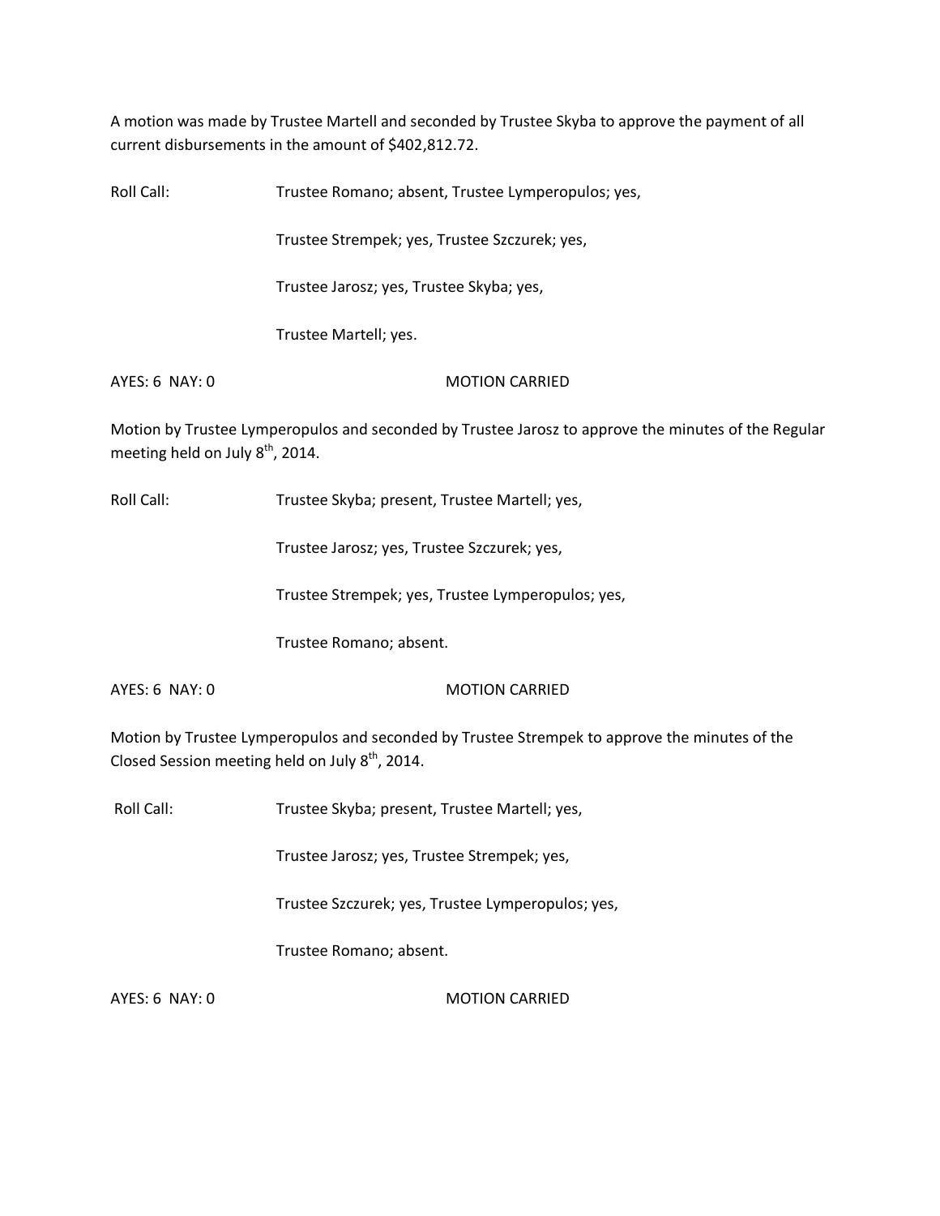A motion was made by Trustee Martell and seconded by Trustee Skyba to approve the payment of all current disbursements in the amount of $402,812.72.

Roll Call: Trustee Romano; absent, Trustee Lymperopulos; yes,

Trustee Strempek; yes, Trustee Szczurek; yes,

Trustee Jarosz; yes, Trustee Skyba; yes,

Trustee Martell; yes.

AYES: 6 NAY: 0 MOTION CARRIED

Motion by Trustee Lymperopulos and seconded by Trustee Jarosz to approve the minutes of the Regular meeting held on July 8th, 2014.

Roll Call: Trustee Skyba; present, Trustee Martell; yes,

Trustee Jarosz; yes, Trustee Szczurek; yes,

Trustee Strempek; yes, Trustee Lymperopulos; yes,

Trustee Romano; absent.

AYES: 6 NAY: 0 MOTION CARRIED

Motion by Trustee Lymperopulos and seconded by Trustee Strempek to approve the minutes of the Closed Session meeting held on July 8th, 2014.

Roll Call: Trustee Skyba; present, Trustee Martell; yes,

Trustee Jarosz; yes, Trustee Strempek; yes,

Trustee Szczurek; yes, Trustee Lymperopulos; yes,

Trustee Romano; absent.

AYES: 6 NAY: 0 MOTION CARRIED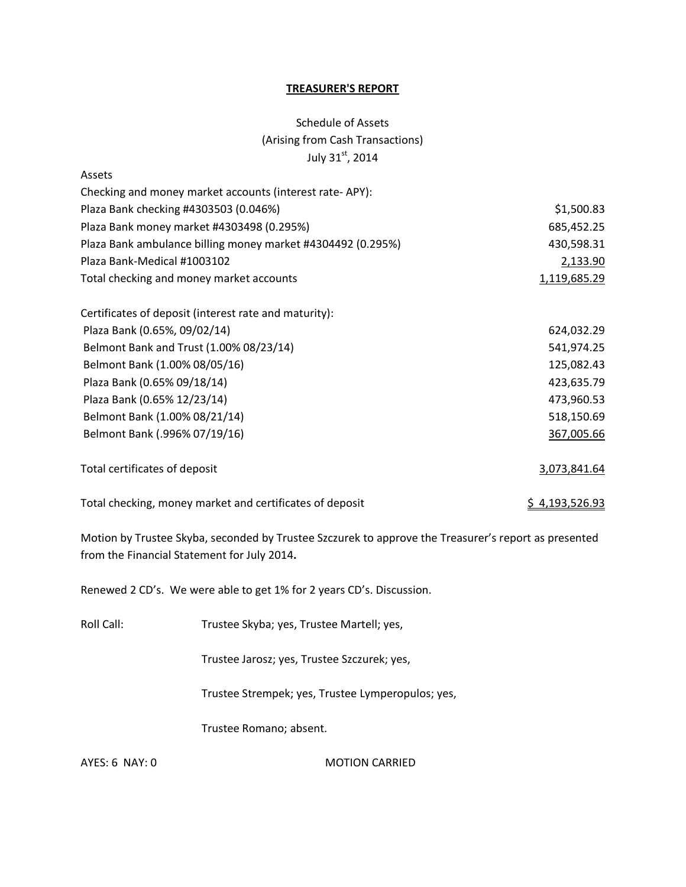# TREASURER'S REPORT

Schedule of Assets
(Arising from Cash Transactions)
July 31st, 2014

| Assets | |
|---|---|
| Checking and money market accounts (interest rate- APY): | |
| Plaza Bank checking #4303503 (0.046%) | $1,500.83 |
| Plaza Bank money market #4303498 (0.295%) | 685,452.25 |
| Plaza Bank ambulance billing money market #4304492 (0.295%) | 430,598.31 |
| Plaza Bank-Medical #1003102 | 2,133.90 |
| Total checking and money market accounts | 1,119,685.29 |
| | |
| Certificates of deposit (interest rate and maturity): | |
| Plaza Bank (0.65%, 09/02/14) | 624,032.29 |
| Belmont Bank and Trust (1.00% 08/23/14) | 541,974.25 |
| Belmont Bank (1.00% 08/05/16) | 125,082.43 |
| Plaza Bank (0.65% 09/18/14) | 423,635.79 |
| Plaza Bank (0.65% 12/23/14) | 473,960.53 |
| Belmont Bank (1.00% 08/21/14) | 518,150.69 |
| Belmont Bank (.996% 07/19/16) | 367,005.66 |
| | |
| Total certificates of deposit | 3,073,841.64 |
| | |
| Total checking, money market and certificates of deposit | $ 4,193,526.93 |

Motion by Trustee Skyba, seconded by Trustee Szczurek to approve the Treasurer's report as presented from the Financial Statement for July 2014**.**

Renewed 2 CD's. We were able to get 1% for 2 years CD's. Discussion.

Roll Call: Trustee Skyba; yes, Trustee Martell; yes,

Trustee Jarosz; yes, Trustee Szczurek; yes,

Trustee Strempek; yes, Trustee Lymperopulos; yes,

Trustee Romano; absent.

AYES: 6 NAY: 0 MOTION CARRIED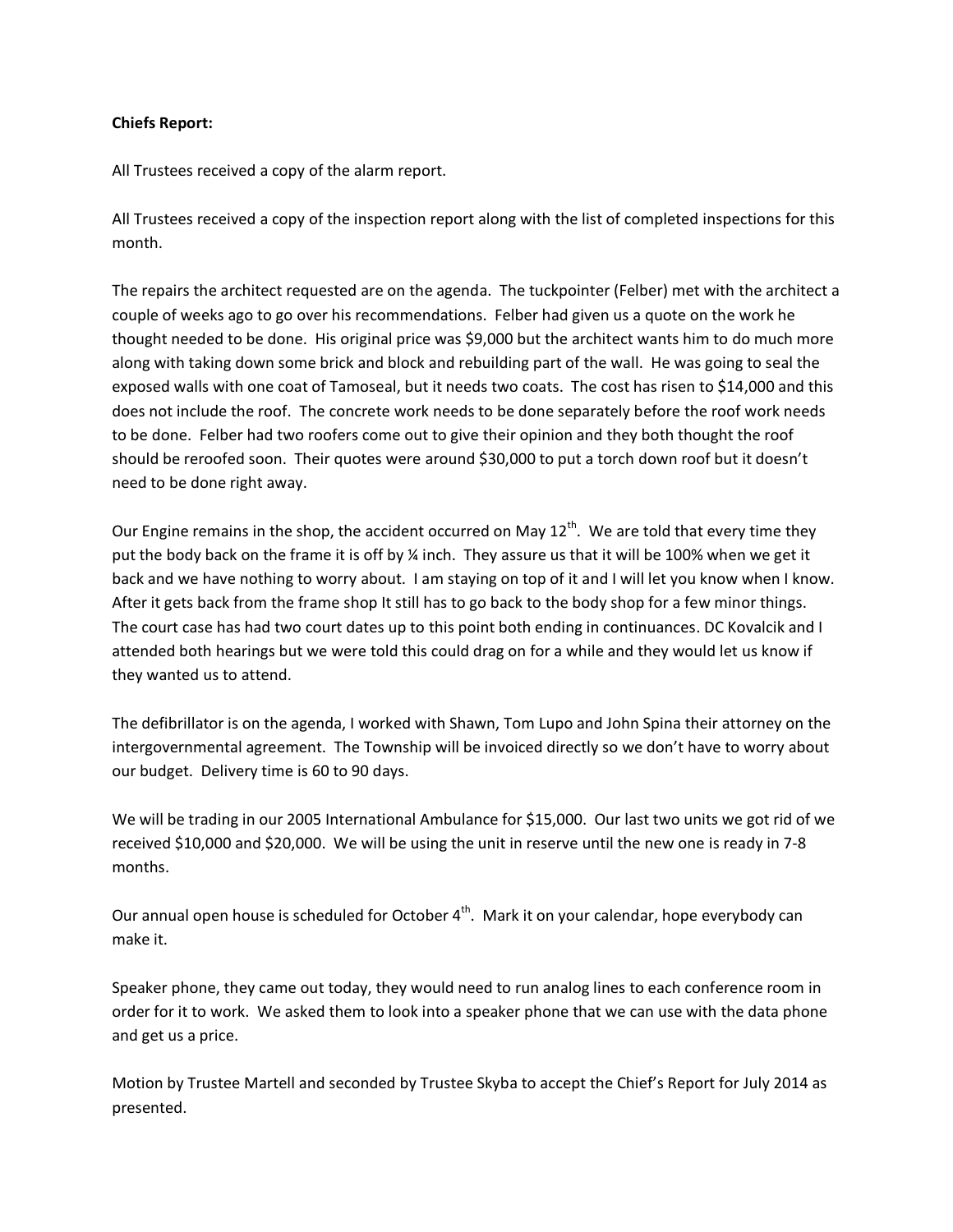**Chiefs Report:**

All Trustees received a copy of the alarm report.

All Trustees received a copy of the inspection report along with the list of completed inspections for this month.

The repairs the architect requested are on the agenda. The tuckpointer (Felber) met with the architect a couple of weeks ago to go over his recommendations. Felber had given us a quote on the work he thought needed to be done. His original price was $9,000 but the architect wants him to do much more along with taking down some brick and block and rebuilding part of the wall. He was going to seal the exposed walls with one coat of Tamoseal, but it needs two coats. The cost has risen to $14,000 and this does not include the roof. The concrete work needs to be done separately before the roof work needs to be done. Felber had two roofers come out to give their opinion and they both thought the roof should be reroofed soon. Their quotes were around $30,000 to put a torch down roof but it doesn't need to be done right away.

Our Engine remains in the shop, the accident occurred on May 12th. We are told that every time they put the body back on the frame it is off by ¼ inch. They assure us that it will be 100% when we get it back and we have nothing to worry about. I am staying on top of it and I will let you know when I know. After it gets back from the frame shop It still has to go back to the body shop for a few minor things. The court case has had two court dates up to this point both ending in continuances. DC Kovalcik and I attended both hearings but we were told this could drag on for a while and they would let us know if they wanted us to attend.

The defibrillator is on the agenda, I worked with Shawn, Tom Lupo and John Spina their attorney on the intergovernmental agreement. The Township will be invoiced directly so we don't have to worry about our budget. Delivery time is 60 to 90 days.

We will be trading in our 2005 International Ambulance for $15,000. Our last two units we got rid of we received $10,000 and $20,000. We will be using the unit in reserve until the new one is ready in 7-8 months.

Our annual open house is scheduled for October 4th. Mark it on your calendar, hope everybody can make it.

Speaker phone, they came out today, they would need to run analog lines to each conference room in order for it to work. We asked them to look into a speaker phone that we can use with the data phone and get us a price.

Motion by Trustee Martell and seconded by Trustee Skyba to accept the Chief's Report for July 2014 as presented.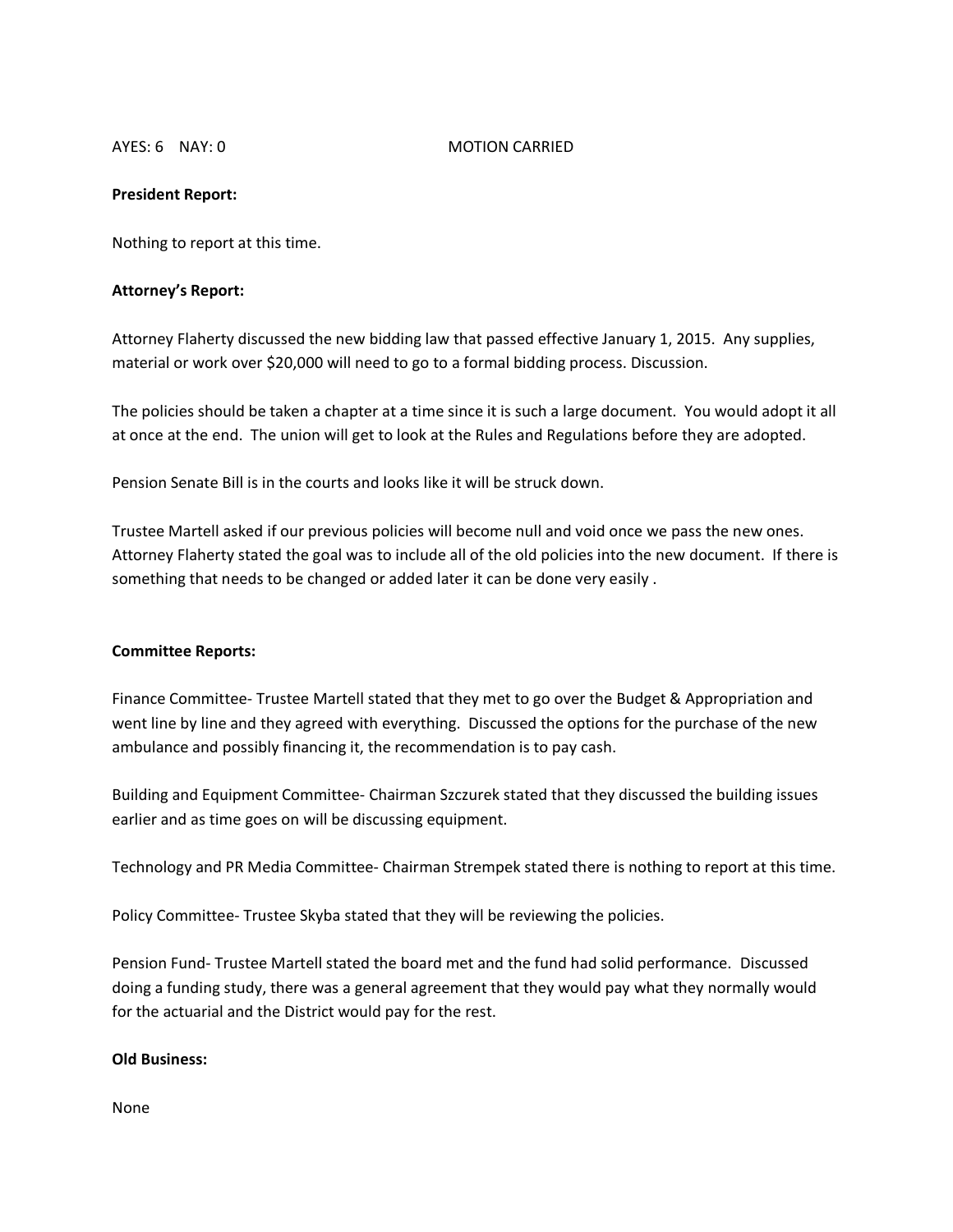AYES: 6 NAY: 0 MOTION CARRIED

**President Report:**

Nothing to report at this time.

**Attorney's Report:**

Attorney Flaherty discussed the new bidding law that passed effective January 1, 2015. Any supplies, material or work over $20,000 will need to go to a formal bidding process. Discussion.

The policies should be taken a chapter at a time since it is such a large document. You would adopt it all at once at the end. The union will get to look at the Rules and Regulations before they are adopted.

Pension Senate Bill is in the courts and looks like it will be struck down.

Trustee Martell asked if our previous policies will become null and void once we pass the new ones. Attorney Flaherty stated the goal was to include all of the old policies into the new document. If there is something that needs to be changed or added later it can be done very easily .

**Committee Reports:**

Finance Committee- Trustee Martell stated that they met to go over the Budget & Appropriation and went line by line and they agreed with everything. Discussed the options for the purchase of the new ambulance and possibly financing it, the recommendation is to pay cash.

Building and Equipment Committee- Chairman Szczurek stated that they discussed the building issues earlier and as time goes on will be discussing equipment.

Technology and PR Media Committee- Chairman Strempek stated there is nothing to report at this time.

Policy Committee- Trustee Skyba stated that they will be reviewing the policies.

Pension Fund- Trustee Martell stated the board met and the fund had solid performance. Discussed doing a funding study, there was a general agreement that they would pay what they normally would for the actuarial and the District would pay for the rest.

**Old Business:**

None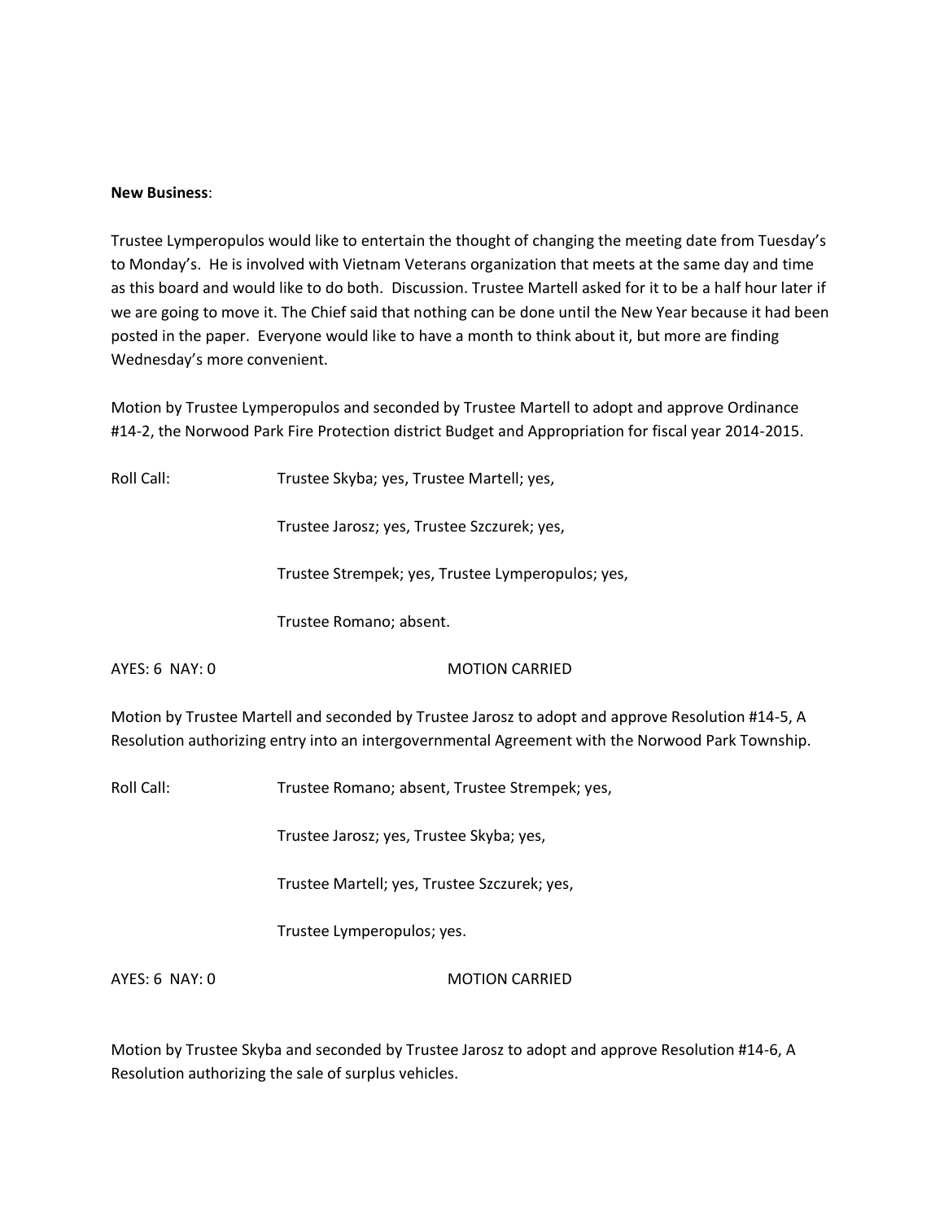**New Business**:

Trustee Lymperopulos would like to entertain the thought of changing the meeting date from Tuesday's to Monday's. He is involved with Vietnam Veterans organization that meets at the same day and time as this board and would like to do both. Discussion. Trustee Martell asked for it to be a half hour later if we are going to move it. The Chief said that nothing can be done until the New Year because it had been posted in the paper. Everyone would like to have a month to think about it, but more are finding Wednesday's more convenient.

Motion by Trustee Lymperopulos and seconded by Trustee Martell to adopt and approve Ordinance #14-2, the Norwood Park Fire Protection district Budget and Appropriation for fiscal year 2014-2015.

Roll Call: Trustee Skyba; yes, Trustee Martell; yes,

Trustee Jarosz; yes, Trustee Szczurek; yes,

Trustee Strempek; yes, Trustee Lymperopulos; yes,

Trustee Romano; absent.

AYES: 6 NAY: 0 MOTION CARRIED

Motion by Trustee Martell and seconded by Trustee Jarosz to adopt and approve Resolution #14-5, A Resolution authorizing entry into an intergovernmental Agreement with the Norwood Park Township.

Roll Call: Trustee Romano; absent, Trustee Strempek; yes,

Trustee Jarosz; yes, Trustee Skyba; yes,

Trustee Martell; yes, Trustee Szczurek; yes,

Trustee Lymperopulos; yes.

AYES: 6 NAY: 0 MOTION CARRIED

Motion by Trustee Skyba and seconded by Trustee Jarosz to adopt and approve Resolution #14-6, A Resolution authorizing the sale of surplus vehicles.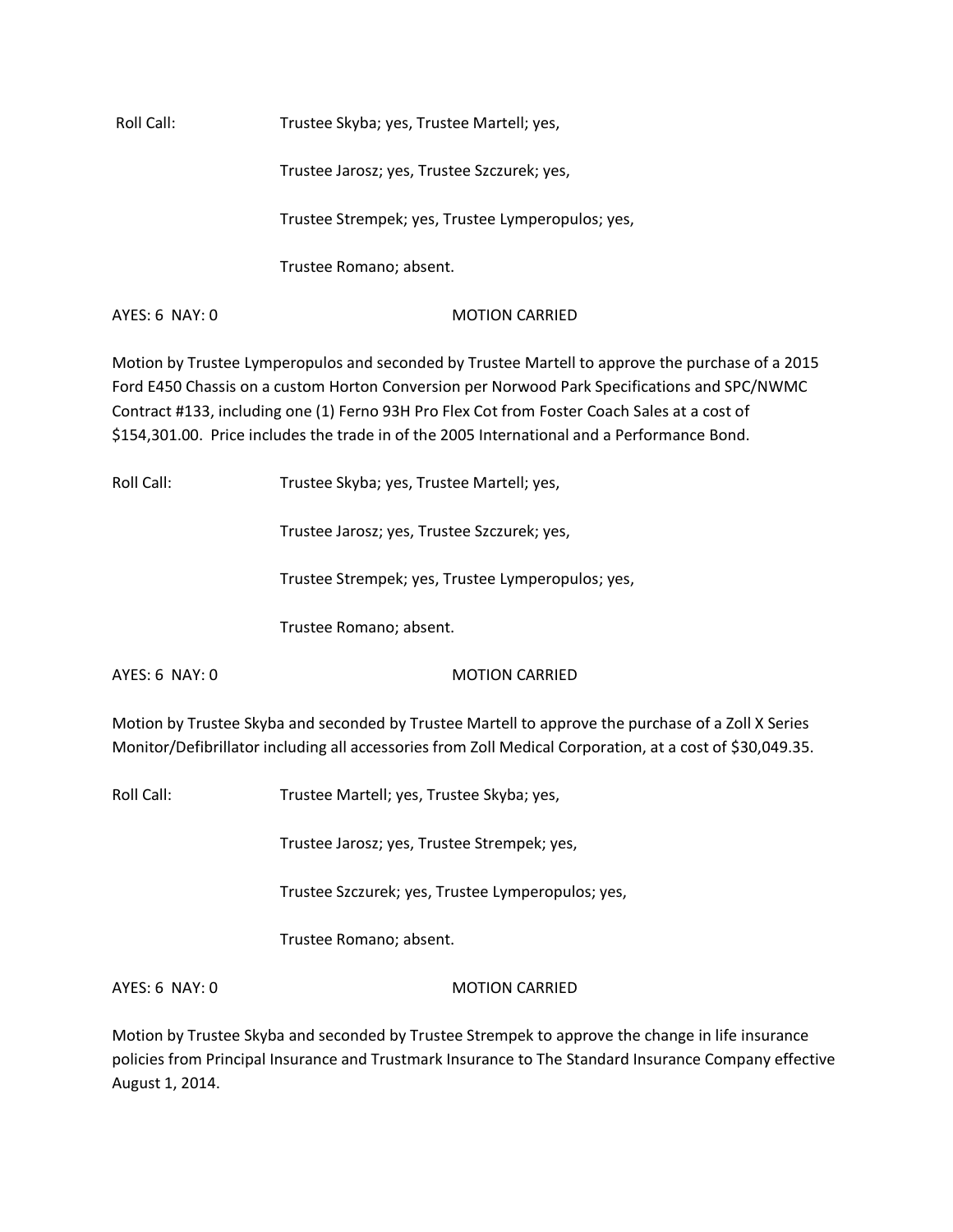Roll Call: Trustee Skyba; yes, Trustee Martell; yes,

Trustee Jarosz; yes, Trustee Szczurek; yes,

Trustee Strempek; yes, Trustee Lymperopulos; yes,

Trustee Romano; absent.

AYES: 6 NAY: 0 MOTION CARRIED

Motion by Trustee Lymperopulos and seconded by Trustee Martell to approve the purchase of a 2015 Ford E450 Chassis on a custom Horton Conversion per Norwood Park Specifications and SPC/NWMC Contract #133, including one (1) Ferno 93H Pro Flex Cot from Foster Coach Sales at a cost of $154,301.00. Price includes the trade in of the 2005 International and a Performance Bond.

Roll Call: Trustee Skyba; yes, Trustee Martell; yes,

Trustee Jarosz; yes, Trustee Szczurek; yes,

Trustee Strempek; yes, Trustee Lymperopulos; yes,

Trustee Romano; absent.

AYES: 6 NAY: 0 MOTION CARRIED

Motion by Trustee Skyba and seconded by Trustee Martell to approve the purchase of a Zoll X Series Monitor/Defibrillator including all accessories from Zoll Medical Corporation, at a cost of $30,049.35.

Roll Call: Trustee Martell; yes, Trustee Skyba; yes,

Trustee Jarosz; yes, Trustee Strempek; yes,

Trustee Szczurek; yes, Trustee Lymperopulos; yes,

Trustee Romano; absent.

AYES: 6 NAY: 0 MOTION CARRIED

Motion by Trustee Skyba and seconded by Trustee Strempek to approve the change in life insurance policies from Principal Insurance and Trustmark Insurance to The Standard Insurance Company effective August 1, 2014.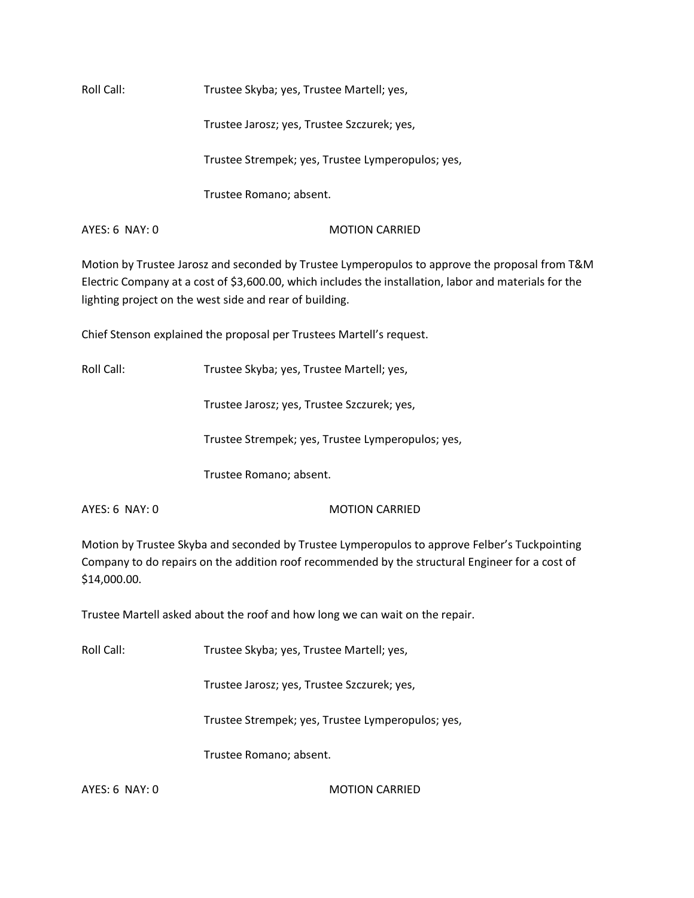Roll Call: Trustee Skyba; yes, Trustee Martell; yes,

Trustee Jarosz; yes, Trustee Szczurek; yes,

Trustee Strempek; yes, Trustee Lymperopulos; yes,

Trustee Romano; absent.

AYES: 6 NAY: 0 MOTION CARRIED

Motion by Trustee Jarosz and seconded by Trustee Lymperopulos to approve the proposal from T&M Electric Company at a cost of $3,600.00, which includes the installation, labor and materials for the lighting project on the west side and rear of building.

Chief Stenson explained the proposal per Trustees Martell's request.

Roll Call: Trustee Skyba; yes, Trustee Martell; yes,

Trustee Jarosz; yes, Trustee Szczurek; yes,

Trustee Strempek; yes, Trustee Lymperopulos; yes,

Trustee Romano; absent.

AYES: 6 NAY: 0 MOTION CARRIED

Motion by Trustee Skyba and seconded by Trustee Lymperopulos to approve Felber's Tuckpointing Company to do repairs on the addition roof recommended by the structural Engineer for a cost of $14,000.00.

Trustee Martell asked about the roof and how long we can wait on the repair.

Roll Call: Trustee Skyba; yes, Trustee Martell; yes,

Trustee Jarosz; yes, Trustee Szczurek; yes,

Trustee Strempek; yes, Trustee Lymperopulos; yes,

Trustee Romano; absent.

AYES: 6 NAY: 0 MOTION CARRIED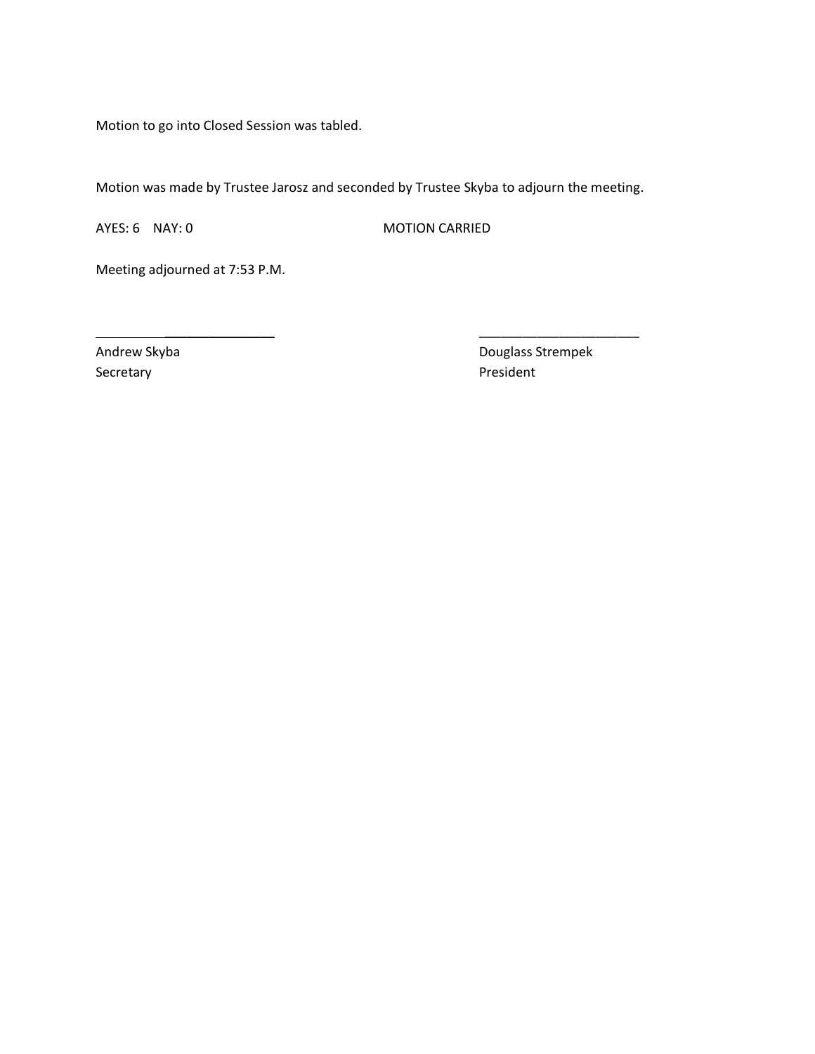Motion to go into Closed Session was tabled.

Motion was made by Trustee Jarosz and seconded by Trustee Skyba to adjourn the meeting.

AYES: 6 NAY: 0 MOTION CARRIED

Meeting adjourned at 7:53 P.M.

| | |
|---|---|
| ________________________ | ________________________ |
| Andrew Skyba | Douglass Strempek |
| Secretary | President |